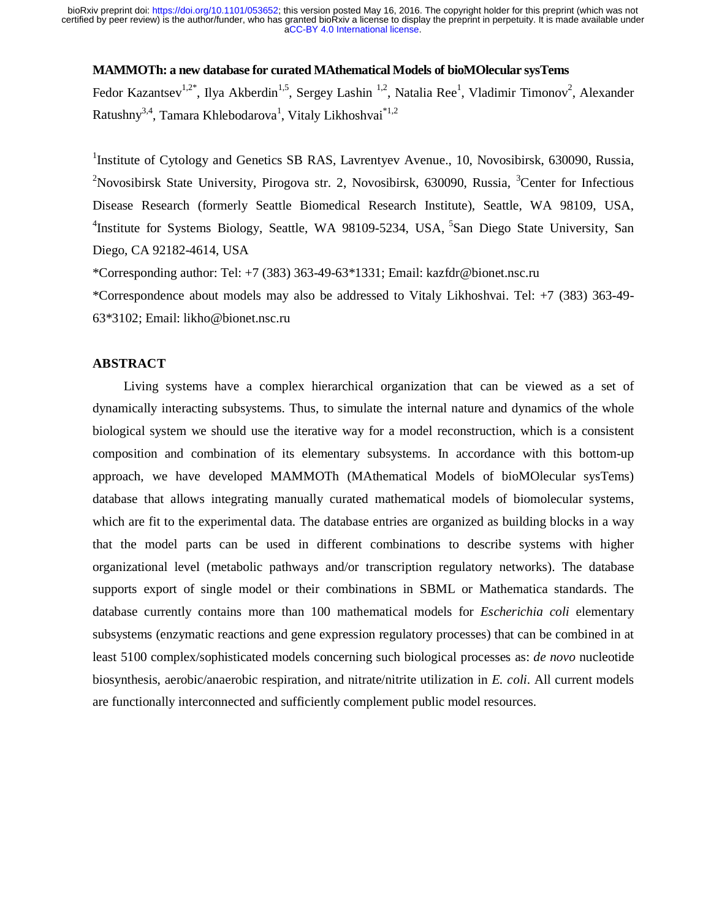# MAMMOTh: a new database for curated MAthematical Models of bioMOlecular sysTems

Fedor Kazantsev[1,2*], Ilya Akberdin[1,5], Sergey Lashin [1,2], Natalia Ree[1], Vladimir Timonov[2], Alexander Ratushny[3,4], Tamara Khlebodarova[1], Vitaly Likhoshvai[*1,2]

[1]Institute of Cytology and Genetics SB RAS, Lavrentyev Avenue., 10, Novosibirsk, 630090, Russia, [2]Novosibirsk State University, Pirogova str. 2, Novosibirsk, 630090, Russia, [3]Center for Infectious Disease Research (formerly Seattle Biomedical Research Institute), Seattle, WA 98109, USA, [4]Institute for Systems Biology, Seattle, WA 98109-5234, USA, [5]San Diego State University, San Diego, CA 92182-4614, USA

*Corresponding author: Tel: +7 (383) 363-49-63*1331; Email: kazfdr@bionet.nsc.ru

*Correspondence about models may also be addressed to Vitaly Likhoshvai. Tel: +7 (383) 363-49-63*3102; Email: likho@bionet.nsc.ru

## ABSTRACT

Living systems have a complex hierarchical organization that can be viewed as a set of dynamically interacting subsystems. Thus, to simulate the internal nature and dynamics of the whole biological system we should use the iterative way for a model reconstruction, which is a consistent composition and combination of its elementary subsystems. In accordance with this bottom-up approach, we have developed MAMMOTh (MAthematical Models of bioMOlecular sysTems) database that allows integrating manually curated mathematical models of biomolecular systems, which are fit to the experimental data. The database entries are organized as building blocks in a way that the model parts can be used in different combinations to describe systems with higher organizational level (metabolic pathways and/or transcription regulatory networks). The database supports export of single model or their combinations in SBML or Mathematica standards. The database currently contains more than 100 mathematical models for *Escherichia coli* elementary subsystems (enzymatic reactions and gene expression regulatory processes) that can be combined in at least 5100 complex/sophisticated models concerning such biological processes as: *de novo* nucleotide biosynthesis, aerobic/anaerobic respiration, and nitrate/nitrite utilization in *E. coli*. All current models are functionally interconnected and sufficiently complement public model resources.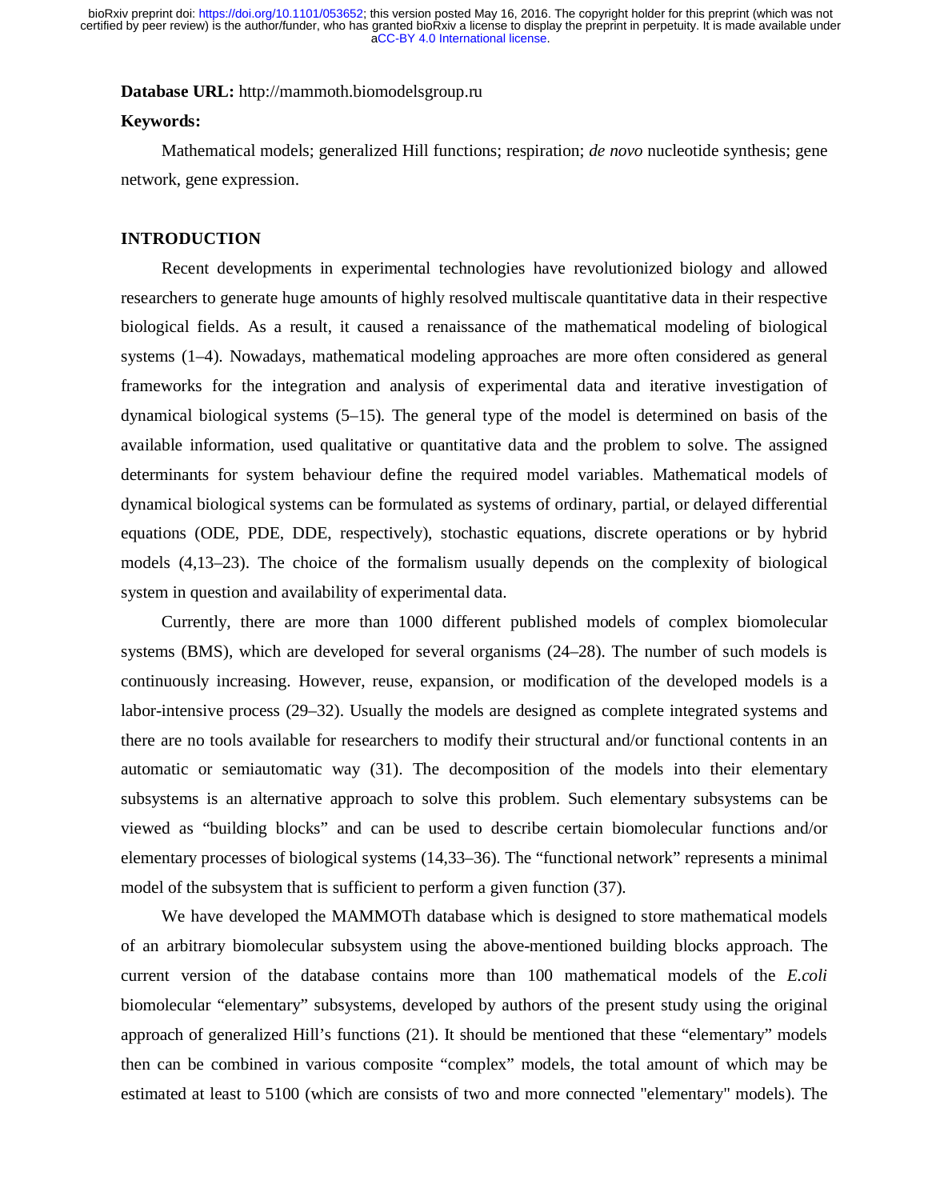**Database URL:** http://mammoth.biomodelsgroup.ru

**Keywords:**

Mathematical models; generalized Hill functions; respiration; *de novo* nucleotide synthesis; gene network, gene expression.

## INTRODUCTION

Recent developments in experimental technologies have revolutionized biology and allowed researchers to generate huge amounts of highly resolved multiscale quantitative data in their respective biological fields. As a result, it caused a renaissance of the mathematical modeling of biological systems (1–4). Nowadays, mathematical modeling approaches are more often considered as general frameworks for the integration and analysis of experimental data and iterative investigation of dynamical biological systems (5–15). The general type of the model is determined on basis of the available information, used qualitative or quantitative data and the problem to solve. The assigned determinants for system behaviour define the required model variables. Mathematical models of dynamical biological systems can be formulated as systems of ordinary, partial, or delayed differential equations (ODE, PDE, DDE, respectively), stochastic equations, discrete operations or by hybrid models (4,13–23). The choice of the formalism usually depends on the complexity of biological system in question and availability of experimental data.

Currently, there are more than 1000 different published models of complex biomolecular systems (BMS), which are developed for several organisms (24–28). The number of such models is continuously increasing. However, reuse, expansion, or modification of the developed models is a labor-intensive process (29–32). Usually the models are designed as complete integrated systems and there are no tools available for researchers to modify their structural and/or functional contents in an automatic or semiautomatic way (31). The decomposition of the models into their elementary subsystems is an alternative approach to solve this problem. Such elementary subsystems can be viewed as "building blocks" and can be used to describe certain biomolecular functions and/or elementary processes of biological systems (14,33–36). The "functional network" represents a minimal model of the subsystem that is sufficient to perform a given function (37).

We have developed the MAMMOTh database which is designed to store mathematical models of an arbitrary biomolecular subsystem using the above-mentioned building blocks approach. The current version of the database contains more than 100 mathematical models of the *E.coli* biomolecular "elementary" subsystems, developed by authors of the present study using the original approach of generalized Hill's functions (21). It should be mentioned that these "elementary" models then can be combined in various composite "complex" models, the total amount of which may be estimated at least to 5100 (which are consists of two and more connected "elementary" models). The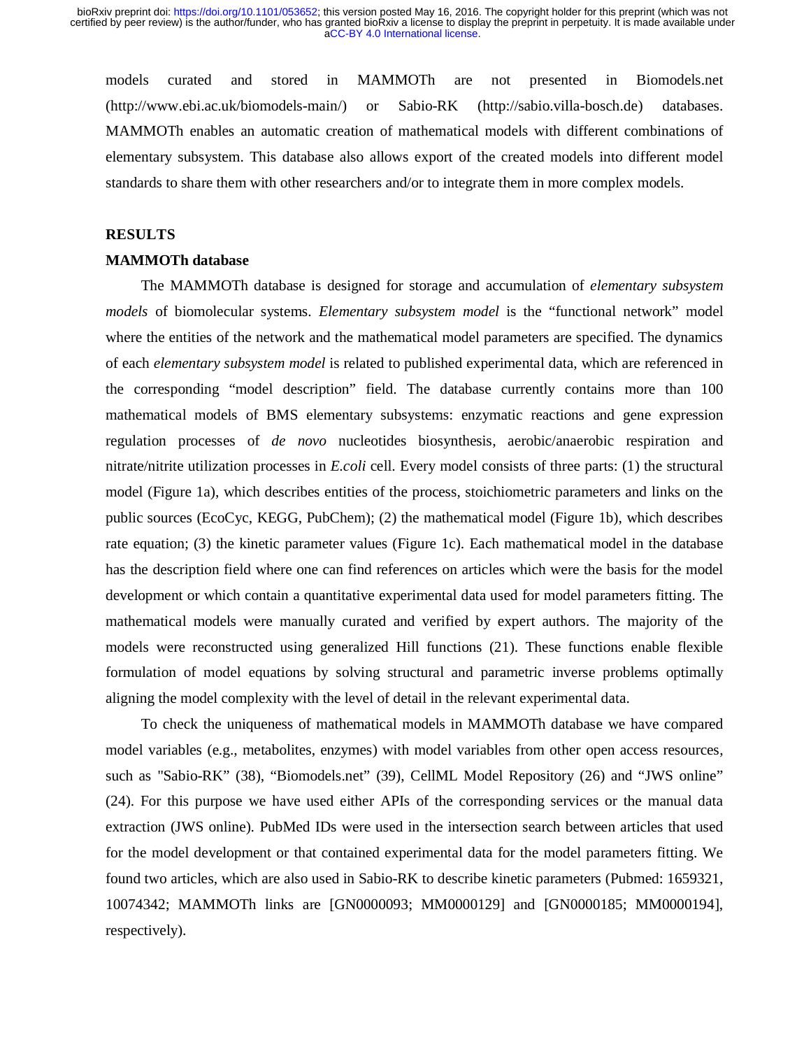models curated and stored in MAMMOTh are not presented in Biomodels.net (http://www.ebi.ac.uk/biomodels-main/) or Sabio-RK (http://sabio.villa-bosch.de) databases. MAMMOTh enables an automatic creation of mathematical models with different combinations of elementary subsystem. This database also allows export of the created models into different model standards to share them with other researchers and/or to integrate them in more complex models.

## RESULTS

### MAMMOTh database

The MAMMOTh database is designed for storage and accumulation of *elementary subsystem models* of biomolecular systems. *Elementary subsystem model* is the "functional network" model where the entities of the network and the mathematical model parameters are specified. The dynamics of each *elementary subsystem model* is related to published experimental data, which are referenced in the corresponding "model description" field. The database currently contains more than 100 mathematical models of BMS elementary subsystems: enzymatic reactions and gene expression regulation processes of *de novo* nucleotides biosynthesis, aerobic/anaerobic respiration and nitrate/nitrite utilization processes in *E.coli* cell. Every model consists of three parts: (1) the structural model (Figure 1a), which describes entities of the process, stoichiometric parameters and links on the public sources (EcoCyc, KEGG, PubChem); (2) the mathematical model (Figure 1b), which describes rate equation; (3) the kinetic parameter values (Figure 1c). Each mathematical model in the database has the description field where one can find references on articles which were the basis for the model development or which contain a quantitative experimental data used for model parameters fitting. The mathematical models were manually curated and verified by expert authors. The majority of the models were reconstructed using generalized Hill functions (21). These functions enable flexible formulation of model equations by solving structural and parametric inverse problems optimally aligning the model complexity with the level of detail in the relevant experimental data.

To check the uniqueness of mathematical models in MAMMOTh database we have compared model variables (e.g., metabolites, enzymes) with model variables from other open access resources, such as "Sabio-RK" (38), "Biomodels.net" (39), CellML Model Repository (26) and "JWS online" (24). For this purpose we have used either APIs of the corresponding services or the manual data extraction (JWS online). PubMed IDs were used in the intersection search between articles that used for the model development or that contained experimental data for the model parameters fitting. We found two articles, which are also used in Sabio-RK to describe kinetic parameters (Pubmed: 1659321, 10074342; MAMMOTh links are [GN0000093; MM0000129] and [GN0000185; MM0000194], respectively).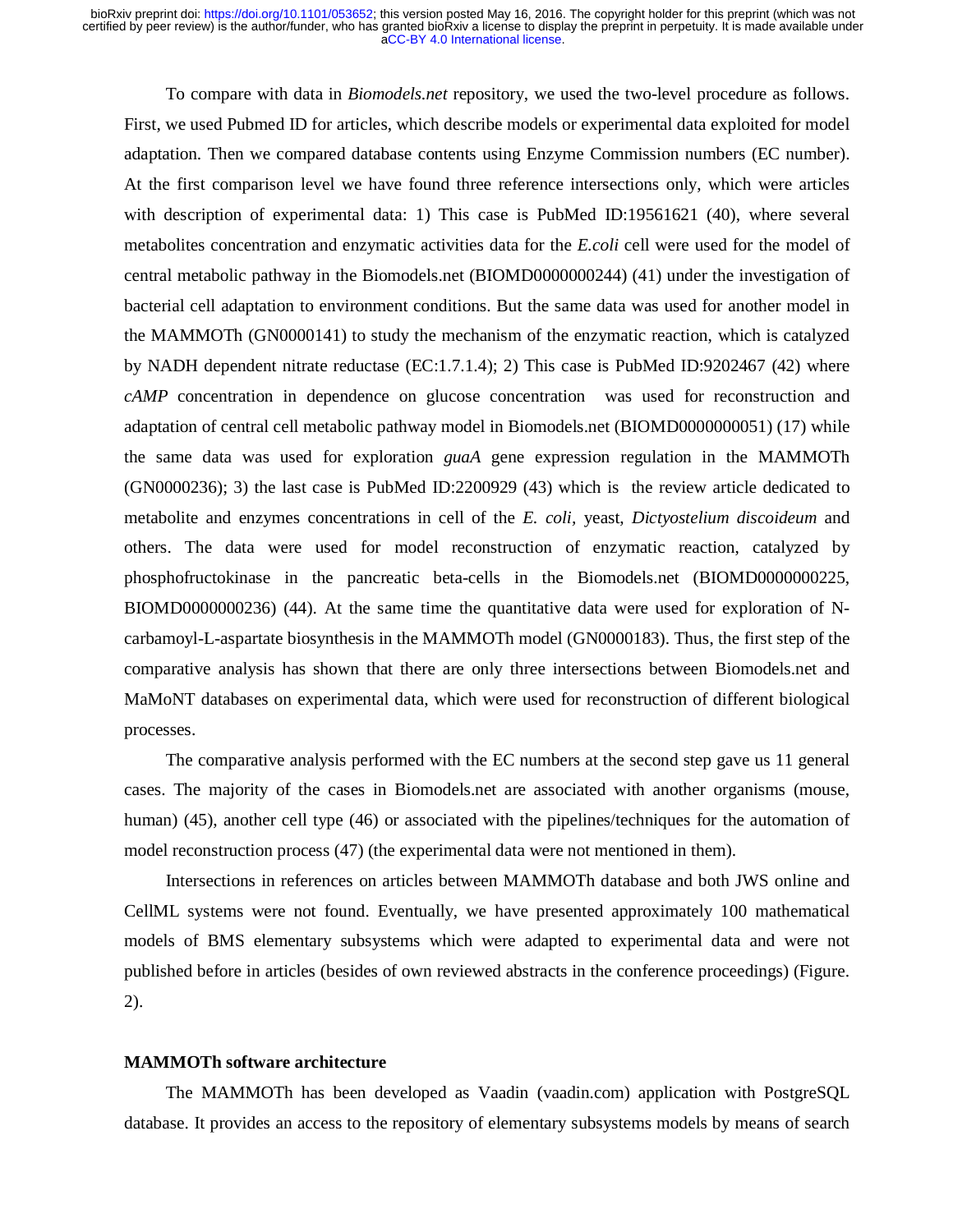To compare with data in *Biomodels.net* repository, we used the two-level procedure as follows. First, we used Pubmed ID for articles, which describe models or experimental data exploited for model adaptation. Then we compared database contents using Enzyme Commission numbers (EC number). At the first comparison level we have found three reference intersections only, which were articles with description of experimental data: 1) This case is PubMed ID:19561621 (40), where several metabolites concentration and enzymatic activities data for the *E.coli* cell were used for the model of central metabolic pathway in the Biomodels.net (BIOMD0000000244) (41) under the investigation of bacterial cell adaptation to environment conditions. But the same data was used for another model in the MAMMOTh (GN0000141) to study the mechanism of the enzymatic reaction, which is catalyzed by NADH dependent nitrate reductase (EC:1.7.1.4); 2) This case is PubMed ID:9202467 (42) where *cAMP* concentration in dependence on glucose concentration was used for reconstruction and adaptation of central cell metabolic pathway model in Biomodels.net (BIOMD0000000051) (17) while the same data was used for exploration *guaA* gene expression regulation in the MAMMOTh (GN0000236); 3) the last case is PubMed ID:2200929 (43) which is the review article dedicated to metabolite and enzymes concentrations in cell of the *E. coli,* yeast, *Dictyostelium discoideum* and others. The data were used for model reconstruction of enzymatic reaction, catalyzed by phosphofructokinase in the pancreatic beta-cells in the Biomodels.net (BIOMD0000000225, BIOMD0000000236) (44). At the same time the quantitative data were used for exploration of N-carbamoyl-L-aspartate biosynthesis in the MAMMOTh model (GN0000183). Thus, the first step of the comparative analysis has shown that there are only three intersections between Biomodels.net and MaMoNT databases on experimental data, which were used for reconstruction of different biological processes.

The comparative analysis performed with the EC numbers at the second step gave us 11 general cases. The majority of the cases in Biomodels.net are associated with another organisms (mouse, human) (45), another cell type (46) or associated with the pipelines/techniques for the automation of model reconstruction process (47) (the experimental data were not mentioned in them).

Intersections in references on articles between MAMMOTh database and both JWS online and CellML systems were not found. Eventually, we have presented approximately 100 mathematical models of BMS elementary subsystems which were adapted to experimental data and were not published before in articles (besides of own reviewed abstracts in the conference proceedings) (Figure. 2).

**MAMMOTh software architecture**

The MAMMOTh has been developed as Vaadin (vaadin.com) application with PostgreSQL database. It provides an access to the repository of elementary subsystems models by means of search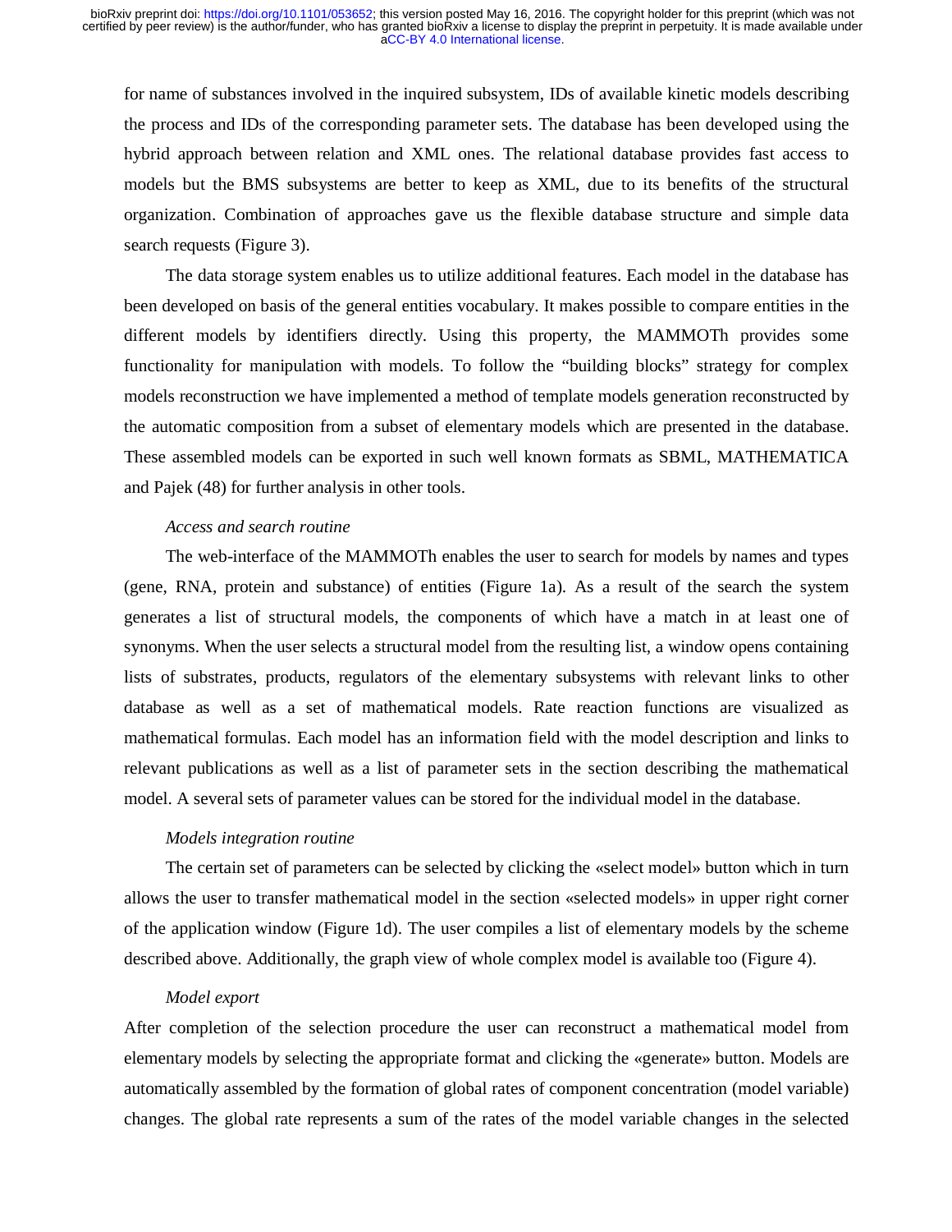for name of substances involved in the inquired subsystem, IDs of available kinetic models describing the process and IDs of the corresponding parameter sets. The database has been developed using the hybrid approach between relation and XML ones. The relational database provides fast access to models but the BMS subsystems are better to keep as XML, due to its benefits of the structural organization. Combination of approaches gave us the flexible database structure and simple data search requests (Figure 3).

The data storage system enables us to utilize additional features. Each model in the database has been developed on basis of the general entities vocabulary. It makes possible to compare entities in the different models by identifiers directly. Using this property, the MAMMOTh provides some functionality for manipulation with models. To follow the "building blocks" strategy for complex models reconstruction we have implemented a method of template models generation reconstructed by the automatic composition from a subset of elementary models which are presented in the database. These assembled models can be exported in such well known formats as SBML, MATHEMATICA and Pajek (48) for further analysis in other tools.

*Access and search routine*

The web-interface of the MAMMOTh enables the user to search for models by names and types (gene, RNA, protein and substance) of entities (Figure 1a). As a result of the search the system generates a list of structural models, the components of which have a match in at least one of synonyms. When the user selects a structural model from the resulting list, a window opens containing lists of substrates, products, regulators of the elementary subsystems with relevant links to other database as well as a set of mathematical models. Rate reaction functions are visualized as mathematical formulas. Each model has an information field with the model description and links to relevant publications as well as a list of parameter sets in the section describing the mathematical model. A several sets of parameter values can be stored for the individual model in the database.

*Models integration routine*

The certain set of parameters can be selected by clicking the «select model» button which in turn allows the user to transfer mathematical model in the section «selected models» in upper right corner of the application window (Figure 1d). The user compiles a list of elementary models by the scheme described above. Additionally, the graph view of whole complex model is available too (Figure 4).

*Model export*

After completion of the selection procedure the user can reconstruct a mathematical model from elementary models by selecting the appropriate format and clicking the «generate» button. Models are automatically assembled by the formation of global rates of component concentration (model variable) changes. The global rate represents a sum of the rates of the model variable changes in the selected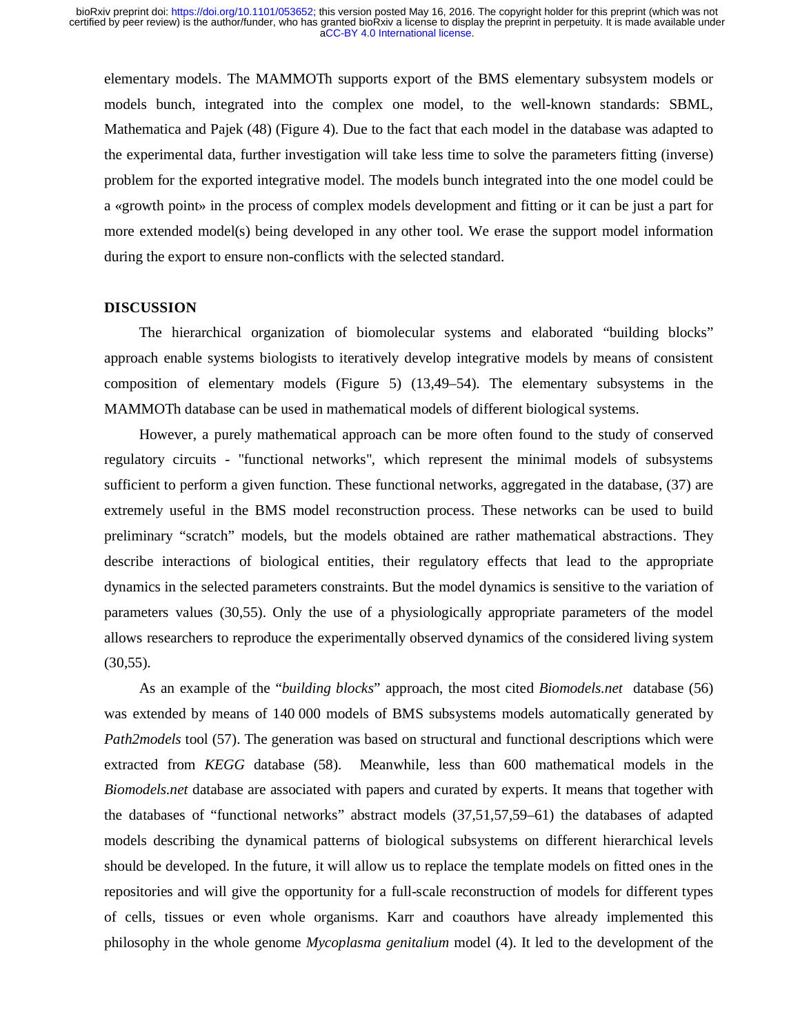elementary models. The MAMMOTh supports export of the BMS elementary subsystem models or models bunch, integrated into the complex one model, to the well-known standards: SBML, Mathematica and Pajek (48) (Figure 4). Due to the fact that each model in the database was adapted to the experimental data, further investigation will take less time to solve the parameters fitting (inverse) problem for the exported integrative model. The models bunch integrated into the one model could be a «growth point» in the process of complex models development and fitting or it can be just a part for more extended model(s) being developed in any other tool. We erase the support model information during the export to ensure non-conflicts with the selected standard.

## DISCUSSION

The hierarchical organization of biomolecular systems and elaborated "building blocks" approach enable systems biologists to iteratively develop integrative models by means of consistent composition of elementary models (Figure 5) (13,49–54). The elementary subsystems in the MAMMOTh database can be used in mathematical models of different biological systems.

However, a purely mathematical approach can be more often found to the study of conserved regulatory circuits - "functional networks", which represent the minimal models of subsystems sufficient to perform a given function. These functional networks, aggregated in the database, (37) are extremely useful in the BMS model reconstruction process. These networks can be used to build preliminary "scratch" models, but the models obtained are rather mathematical abstractions. They describe interactions of biological entities, their regulatory effects that lead to the appropriate dynamics in the selected parameters constraints. But the model dynamics is sensitive to the variation of parameters values (30,55). Only the use of a physiologically appropriate parameters of the model allows researchers to reproduce the experimentally observed dynamics of the considered living system (30,55).

As an example of the "*building blocks*" approach, the most cited *Biomodels.net* database (56) was extended by means of 140 000 models of BMS subsystems models automatically generated by *Path2models* tool (57). The generation was based on structural and functional descriptions which were extracted from *KEGG* database (58). Meanwhile, less than 600 mathematical models in the *Biomodels.net* database are associated with papers and curated by experts. It means that together with the databases of "functional networks" abstract models (37,51,57,59–61) the databases of adapted models describing the dynamical patterns of biological subsystems on different hierarchical levels should be developed. In the future, it will allow us to replace the template models on fitted ones in the repositories and will give the opportunity for a full-scale reconstruction of models for different types of cells, tissues or even whole organisms. Karr and coauthors have already implemented this philosophy in the whole genome *Mycoplasma genitalium* model (4). It led to the development of the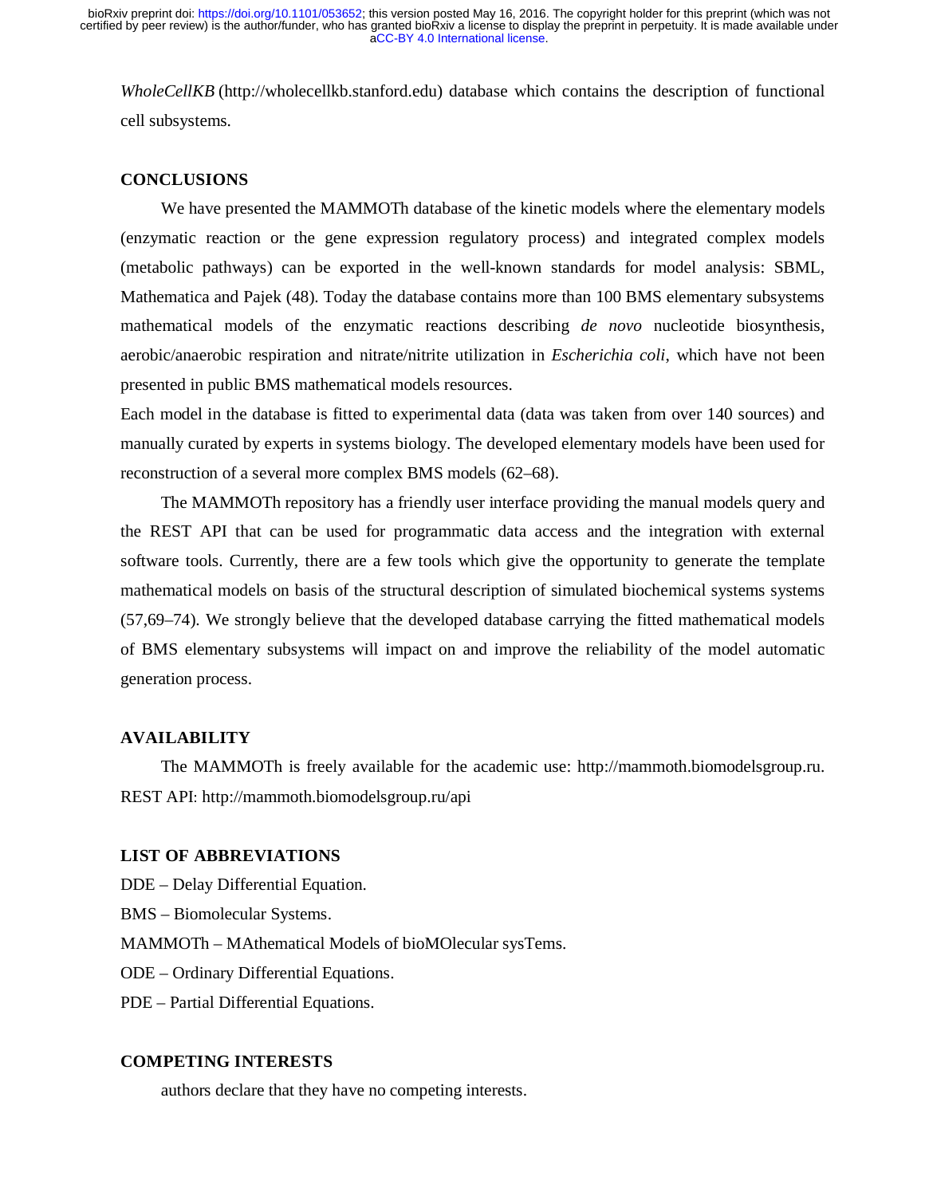*WholeCellKB* (http://wholecellkb.stanford.edu) database which contains the description of functional cell subsystems.

## CONCLUSIONS

We have presented the MAMMOTh database of the kinetic models where the elementary models (enzymatic reaction or the gene expression regulatory process) and integrated complex models (metabolic pathways) can be exported in the well-known standards for model analysis: SBML, Mathematica and Pajek (48). Today the database contains more than 100 BMS elementary subsystems mathematical models of the enzymatic reactions describing *de novo* nucleotide biosynthesis, aerobic/anaerobic respiration and nitrate/nitrite utilization in *Escherichia coli*, which have not been presented in public BMS mathematical models resources.

Each model in the database is fitted to experimental data (data was taken from over 140 sources) and manually curated by experts in systems biology. The developed elementary models have been used for reconstruction of a several more complex BMS models (62–68).

The MAMMOTh repository has a friendly user interface providing the manual models query and the REST API that can be used for programmatic data access and the integration with external software tools. Currently, there are a few tools which give the opportunity to generate the template mathematical models on basis of the structural description of simulated biochemical systems systems (57,69–74). We strongly believe that the developed database carrying the fitted mathematical models of BMS elementary subsystems will impact on and improve the reliability of the model automatic generation process.

## AVAILABILITY

The MAMMOTh is freely available for the academic use: http://mammoth.biomodelsgroup.ru. REST API: http://mammoth.biomodelsgroup.ru/api

## LIST OF ABBREVIATIONS

DDE – Delay Differential Equation.

BMS – Biomolecular Systems.

MAMMOTh – MAthematical Models of bioMOlecular sysTems.

ODE – Ordinary Differential Equations.

PDE – Partial Differential Equations.

## COMPETING INTERESTS

authors declare that they have no competing interests.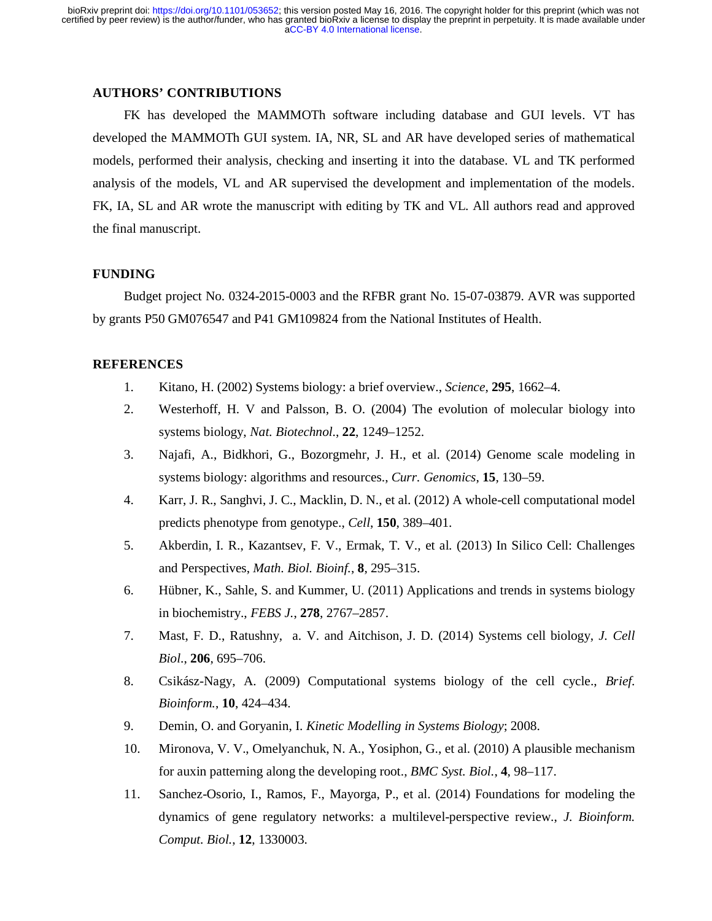## AUTHORS' CONTRIBUTIONS

FK has developed the MAMMOTh software including database and GUI levels. VT has developed the MAMMOTh GUI system. IA, NR, SL and AR have developed series of mathematical models, performed their analysis, checking and inserting it into the database. VL and TK performed analysis of the models, VL and AR supervised the development and implementation of the models. FK, IA, SL and AR wrote the manuscript with editing by TK and VL. All authors read and approved the final manuscript.

## FUNDING

Budget project No. 0324-2015-0003 and the RFBR grant No. 15-07-03879. AVR was supported by grants P50 GM076547 and P41 GM109824 from the National Institutes of Health.

## REFERENCES

1. Kitano, H. (2002) Systems biology: a brief overview., *Science*, **295**, 1662–4.
2. Westerhoff, H. V and Palsson, B. O. (2004) The evolution of molecular biology into systems biology, *Nat. Biotechnol.*, **22**, 1249–1252.
3. Najafi, A., Bidkhori, G., Bozorgmehr, J. H., et al. (2014) Genome scale modeling in systems biology: algorithms and resources., *Curr. Genomics*, **15**, 130–59.
4. Karr, J. R., Sanghvi, J. C., Macklin, D. N., et al. (2012) A whole-cell computational model predicts phenotype from genotype., *Cell*, **150**, 389–401.
5. Akberdin, I. R., Kazantsev, F. V., Ermak, T. V., et al. (2013) In Silico Cell: Challenges and Perspectives, *Math. Biol. Bioinf.*, **8**, 295–315.
6. Hübner, K., Sahle, S. and Kummer, U. (2011) Applications and trends in systems biology in biochemistry., *FEBS J.*, **278**, 2767–2857.
7. Mast, F. D., Ratushny, a. V. and Aitchison, J. D. (2014) Systems cell biology, *J. Cell Biol.*, **206**, 695–706.
8. Csikász-Nagy, A. (2009) Computational systems biology of the cell cycle., *Brief. Bioinform.*, **10**, 424–434.
9. Demin, O. and Goryanin, I. *Kinetic Modelling in Systems Biology*; 2008.
10. Mironova, V. V., Omelyanchuk, N. A., Yosiphon, G., et al. (2010) A plausible mechanism for auxin patterning along the developing root., *BMC Syst. Biol.*, **4**, 98–117.
11. Sanchez-Osorio, I., Ramos, F., Mayorga, P., et al. (2014) Foundations for modeling the dynamics of gene regulatory networks: a multilevel-perspective review., *J. Bioinform. Comput. Biol.*, **12**, 1330003.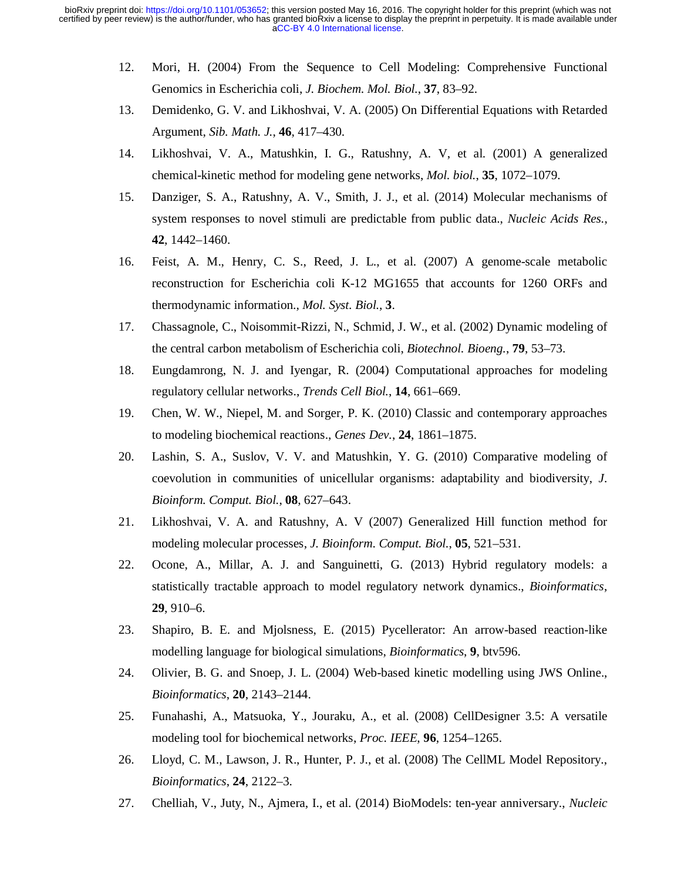12. Mori, H. (2004) From the Sequence to Cell Modeling: Comprehensive Functional Genomics in Escherichia coli, *J. Biochem. Mol. Biol.*, **37**, 83–92.
13. Demidenko, G. V. and Likhoshvai, V. A. (2005) On Differential Equations with Retarded Argument, *Sib. Math. J.*, **46**, 417–430.
14. Likhoshvai, V. A., Matushkin, I. G., Ratushny, A. V, et al. (2001) A generalized chemical-kinetic method for modeling gene networks, *Mol. biol.*, **35**, 1072–1079.
15. Danziger, S. A., Ratushny, A. V., Smith, J. J., et al. (2014) Molecular mechanisms of system responses to novel stimuli are predictable from public data., *Nucleic Acids Res.*, **42**, 1442–1460.
16. Feist, A. M., Henry, C. S., Reed, J. L., et al. (2007) A genome-scale metabolic reconstruction for Escherichia coli K-12 MG1655 that accounts for 1260 ORFs and thermodynamic information., *Mol. Syst. Biol.*, **3**.
17. Chassagnole, C., Noisommit-Rizzi, N., Schmid, J. W., et al. (2002) Dynamic modeling of the central carbon metabolism of Escherichia coli, *Biotechnol. Bioeng.*, **79**, 53–73.
18. Eungdamrong, N. J. and Iyengar, R. (2004) Computational approaches for modeling regulatory cellular networks., *Trends Cell Biol.*, **14**, 661–669.
19. Chen, W. W., Niepel, M. and Sorger, P. K. (2010) Classic and contemporary approaches to modeling biochemical reactions., *Genes Dev.*, **24**, 1861–1875.
20. Lashin, S. A., Suslov, V. V. and Matushkin, Y. G. (2010) Comparative modeling of coevolution in communities of unicellular organisms: adaptability and biodiversity, *J. Bioinform. Comput. Biol.*, **08**, 627–643.
21. Likhoshvai, V. A. and Ratushny, A. V (2007) Generalized Hill function method for modeling molecular processes, *J. Bioinform. Comput. Biol.*, **05**, 521–531.
22. Ocone, A., Millar, A. J. and Sanguinetti, G. (2013) Hybrid regulatory models: a statistically tractable approach to model regulatory network dynamics., *Bioinformatics*, **29**, 910–6.
23. Shapiro, B. E. and Mjolsness, E. (2015) Pycellerator: An arrow-based reaction-like modelling language for biological simulations, *Bioinformatics*, **9**, btv596.
24. Olivier, B. G. and Snoep, J. L. (2004) Web-based kinetic modelling using JWS Online., *Bioinformatics*, **20**, 2143–2144.
25. Funahashi, A., Matsuoka, Y., Jouraku, A., et al. (2008) CellDesigner 3.5: A versatile modeling tool for biochemical networks, *Proc. IEEE*, **96**, 1254–1265.
26. Lloyd, C. M., Lawson, J. R., Hunter, P. J., et al. (2008) The CellML Model Repository., *Bioinformatics*, **24**, 2122–3.
27. Chelliah, V., Juty, N., Ajmera, I., et al. (2014) BioModels: ten-year anniversary., *Nucleic*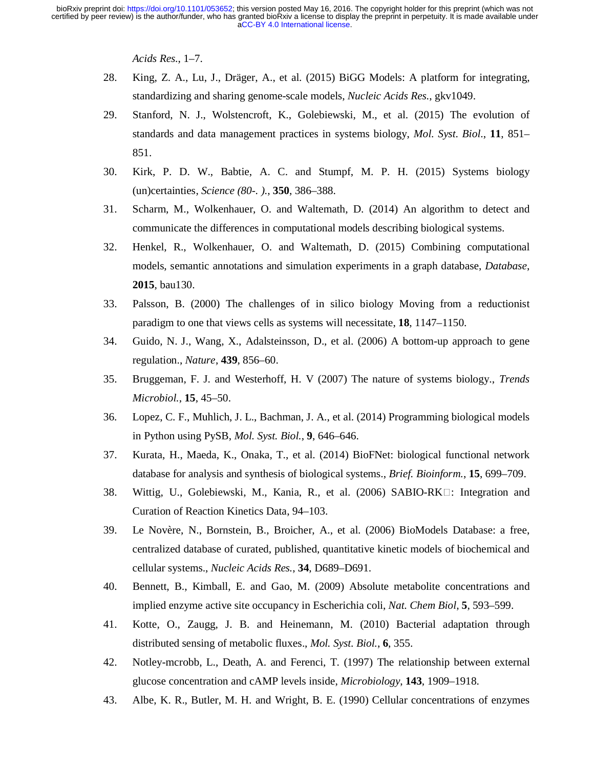*Acids Res.*, 1–7.

28. King, Z. A., Lu, J., Dräger, A., et al. (2015) BiGG Models: A platform for integrating, standardizing and sharing genome-scale models, *Nucleic Acids Res.*, gkv1049.
29. Stanford, N. J., Wolstencroft, K., Golebiewski, M., et al. (2015) The evolution of standards and data management practices in systems biology, *Mol. Syst. Biol.*, **11**, 851–851.
30. Kirk, P. D. W., Babtie, A. C. and Stumpf, M. P. H. (2015) Systems biology (un)certainties, *Science (80-. ).*, **350**, 386–388.
31. Scharm, M., Wolkenhauer, O. and Waltemath, D. (2014) An algorithm to detect and communicate the differences in computational models describing biological systems.
32. Henkel, R., Wolkenhauer, O. and Waltemath, D. (2015) Combining computational models, semantic annotations and simulation experiments in a graph database, *Database*, **2015**, bau130.
33. Palsson, B. (2000) The challenges of in silico biology Moving from a reductionist paradigm to one that views cells as systems will necessitate, **18**, 1147–1150.
34. Guido, N. J., Wang, X., Adalsteinsson, D., et al. (2006) A bottom-up approach to gene regulation., *Nature*, **439**, 856–60.
35. Bruggeman, F. J. and Westerhoff, H. V (2007) The nature of systems biology., *Trends Microbiol.*, **15**, 45–50.
36. Lopez, C. F., Muhlich, J. L., Bachman, J. A., et al. (2014) Programming biological models in Python using PySB, *Mol. Syst. Biol.*, **9**, 646–646.
37. Kurata, H., Maeda, K., Onaka, T., et al. (2014) BioFNet: biological functional network database for analysis and synthesis of biological systems., *Brief. Bioinform.*, **15**, 699–709.
38. Wittig, U., Golebiewski, M., Kania, R., et al. (2006) SABIO-RK□: Integration and Curation of Reaction Kinetics Data, 94–103.
39. Le Novère, N., Bornstein, B., Broicher, A., et al. (2006) BioModels Database: a free, centralized database of curated, published, quantitative kinetic models of biochemical and cellular systems., *Nucleic Acids Res.*, **34**, D689–D691.
40. Bennett, B., Kimball, E. and Gao, M. (2009) Absolute metabolite concentrations and implied enzyme active site occupancy in Escherichia coli, *Nat. Chem Biol*, **5**, 593–599.
41. Kotte, O., Zaugg, J. B. and Heinemann, M. (2010) Bacterial adaptation through distributed sensing of metabolic fluxes., *Mol. Syst. Biol.*, **6**, 355.
42. Notley-mcrobb, L., Death, A. and Ferenci, T. (1997) The relationship between external glucose concentration and cAMP levels inside, *Microbiology*, **143**, 1909–1918.
43. Albe, K. R., Butler, M. H. and Wright, B. E. (1990) Cellular concentrations of enzymes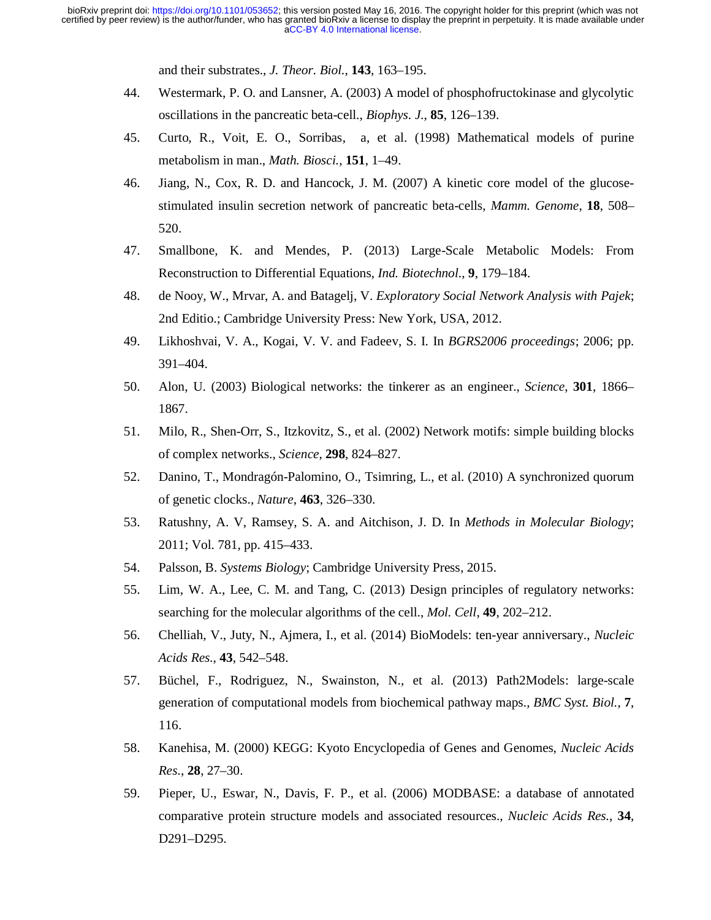and their substrates., *J. Theor. Biol.*, **143**, 163–195.

44. Westermark, P. O. and Lansner, A. (2003) A model of phosphofructokinase and glycolytic oscillations in the pancreatic beta-cell., *Biophys. J.*, **85**, 126–139.
45. Curto, R., Voit, E. O., Sorribas, a, et al. (1998) Mathematical models of purine metabolism in man., *Math. Biosci.*, **151**, 1–49.
46. Jiang, N., Cox, R. D. and Hancock, J. M. (2007) A kinetic core model of the glucose-stimulated insulin secretion network of pancreatic beta-cells, *Mamm. Genome*, **18**, 508–520.
47. Smallbone, K. and Mendes, P. (2013) Large-Scale Metabolic Models: From Reconstruction to Differential Equations, *Ind. Biotechnol.*, **9**, 179–184.
48. de Nooy, W., Mrvar, A. and Batagelj, V. *Exploratory Social Network Analysis with Pajek*; 2nd Editio.; Cambridge University Press: New York, USA, 2012.
49. Likhoshvai, V. A., Kogai, V. V. and Fadeev, S. I. In *BGRS2006 proceedings*; 2006; pp. 391–404.
50. Alon, U. (2003) Biological networks: the tinkerer as an engineer., *Science*, **301**, 1866–1867.
51. Milo, R., Shen-Orr, S., Itzkovitz, S., et al. (2002) Network motifs: simple building blocks of complex networks., *Science*, **298**, 824–827.
52. Danino, T., Mondragón-Palomino, O., Tsimring, L., et al. (2010) A synchronized quorum of genetic clocks., *Nature*, **463**, 326–330.
53. Ratushny, A. V, Ramsey, S. A. and Aitchison, J. D. In *Methods in Molecular Biology*; 2011; Vol. 781, pp. 415–433.
54. Palsson, B. *Systems Biology*; Cambridge University Press, 2015.
55. Lim, W. A., Lee, C. M. and Tang, C. (2013) Design principles of regulatory networks: searching for the molecular algorithms of the cell., *Mol. Cell*, **49**, 202–212.
56. Chelliah, V., Juty, N., Ajmera, I., et al. (2014) BioModels: ten-year anniversary., *Nucleic Acids Res.*, **43**, 542–548.
57. Büchel, F., Rodriguez, N., Swainston, N., et al. (2013) Path2Models: large-scale generation of computational models from biochemical pathway maps., *BMC Syst. Biol.*, **7**, 116.
58. Kanehisa, M. (2000) KEGG: Kyoto Encyclopedia of Genes and Genomes, *Nucleic Acids Res.*, **28**, 27–30.
59. Pieper, U., Eswar, N., Davis, F. P., et al. (2006) MODBASE: a database of annotated comparative protein structure models and associated resources., *Nucleic Acids Res.*, **34**, D291–D295.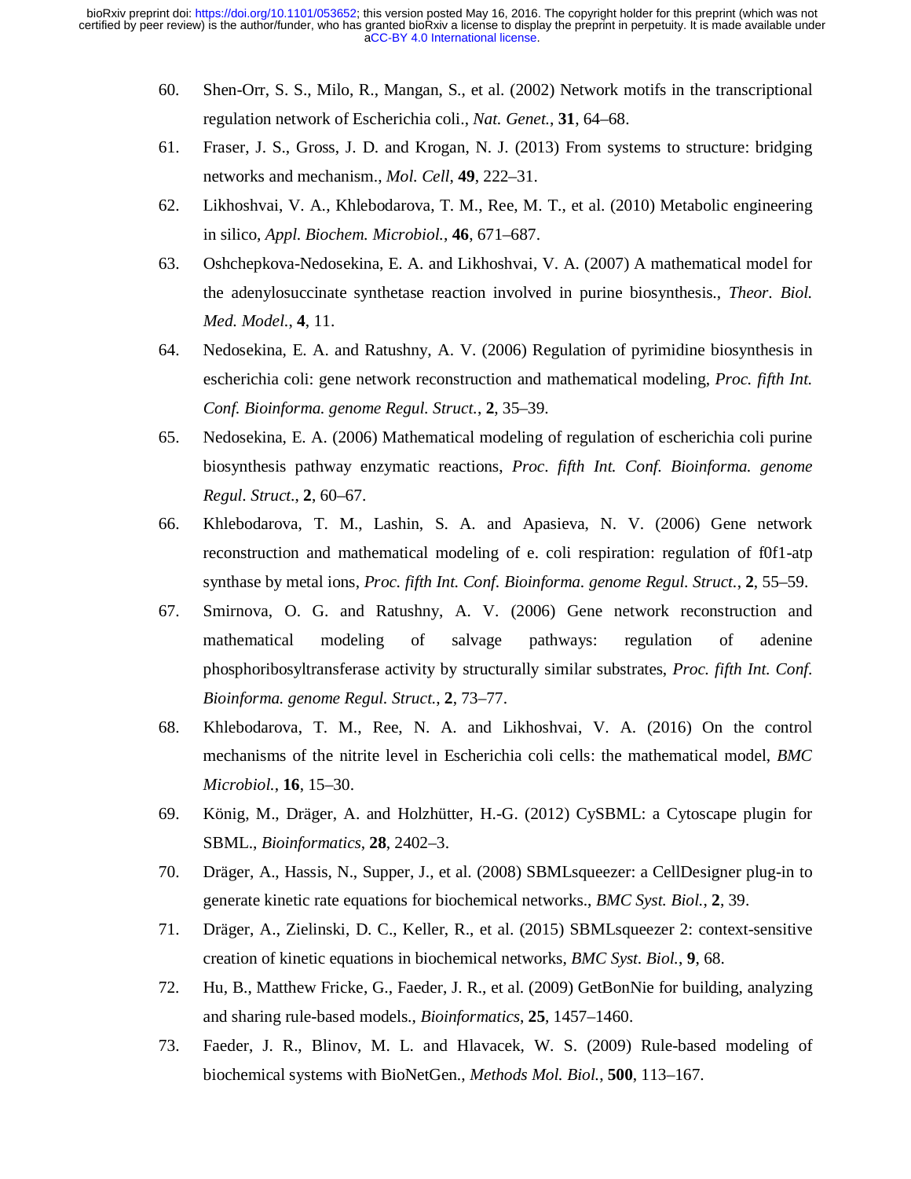60. Shen-Orr, S. S., Milo, R., Mangan, S., et al. (2002) Network motifs in the transcriptional regulation network of Escherichia coli., *Nat. Genet.*, **31**, 64–68.

61. Fraser, J. S., Gross, J. D. and Krogan, N. J. (2013) From systems to structure: bridging networks and mechanism., *Mol. Cell*, **49**, 222–31.

62. Likhoshvai, V. A., Khlebodarova, T. M., Ree, M. T., et al. (2010) Metabolic engineering in silico, *Appl. Biochem. Microbiol.*, **46**, 671–687.

63. Oshchepkova-Nedosekina, E. A. and Likhoshvai, V. A. (2007) A mathematical model for the adenylosuccinate synthetase reaction involved in purine biosynthesis., *Theor. Biol. Med. Model.*, **4**, 11.

64. Nedosekina, E. A. and Ratushny, A. V. (2006) Regulation of pyrimidine biosynthesis in escherichia coli: gene network reconstruction and mathematical modeling, *Proc. fifth Int. Conf. Bioinforma. genome Regul. Struct.*, **2**, 35–39.

65. Nedosekina, E. A. (2006) Mathematical modeling of regulation of escherichia coli purine biosynthesis pathway enzymatic reactions, *Proc. fifth Int. Conf. Bioinforma. genome Regul. Struct.*, **2**, 60–67.

66. Khlebodarova, T. M., Lashin, S. A. and Apasieva, N. V. (2006) Gene network reconstruction and mathematical modeling of e. coli respiration: regulation of f0f1-atp synthase by metal ions, *Proc. fifth Int. Conf. Bioinforma. genome Regul. Struct.*, **2**, 55–59.

67. Smirnova, O. G. and Ratushny, A. V. (2006) Gene network reconstruction and mathematical modeling of salvage pathways: regulation of adenine phosphoribosyltransferase activity by structurally similar substrates, *Proc. fifth Int. Conf. Bioinforma. genome Regul. Struct.*, **2**, 73–77.

68. Khlebodarova, T. M., Ree, N. A. and Likhoshvai, V. A. (2016) On the control mechanisms of the nitrite level in Escherichia coli cells: the mathematical model, *BMC Microbiol.*, **16**, 15–30.

69. König, M., Dräger, A. and Holzhütter, H.-G. (2012) CySBML: a Cytoscape plugin for SBML., *Bioinformatics*, **28**, 2402–3.

70. Dräger, A., Hassis, N., Supper, J., et al. (2008) SBMLsqueezer: a CellDesigner plug-in to generate kinetic rate equations for biochemical networks., *BMC Syst. Biol.*, **2**, 39.

71. Dräger, A., Zielinski, D. C., Keller, R., et al. (2015) SBMLsqueezer 2: context-sensitive creation of kinetic equations in biochemical networks, *BMC Syst. Biol.*, **9**, 68.

72. Hu, B., Matthew Fricke, G., Faeder, J. R., et al. (2009) GetBonNie for building, analyzing and sharing rule-based models., *Bioinformatics*, **25**, 1457–1460.

73. Faeder, J. R., Blinov, M. L. and Hlavacek, W. S. (2009) Rule-based modeling of biochemical systems with BioNetGen., *Methods Mol. Biol.*, **500**, 113–167.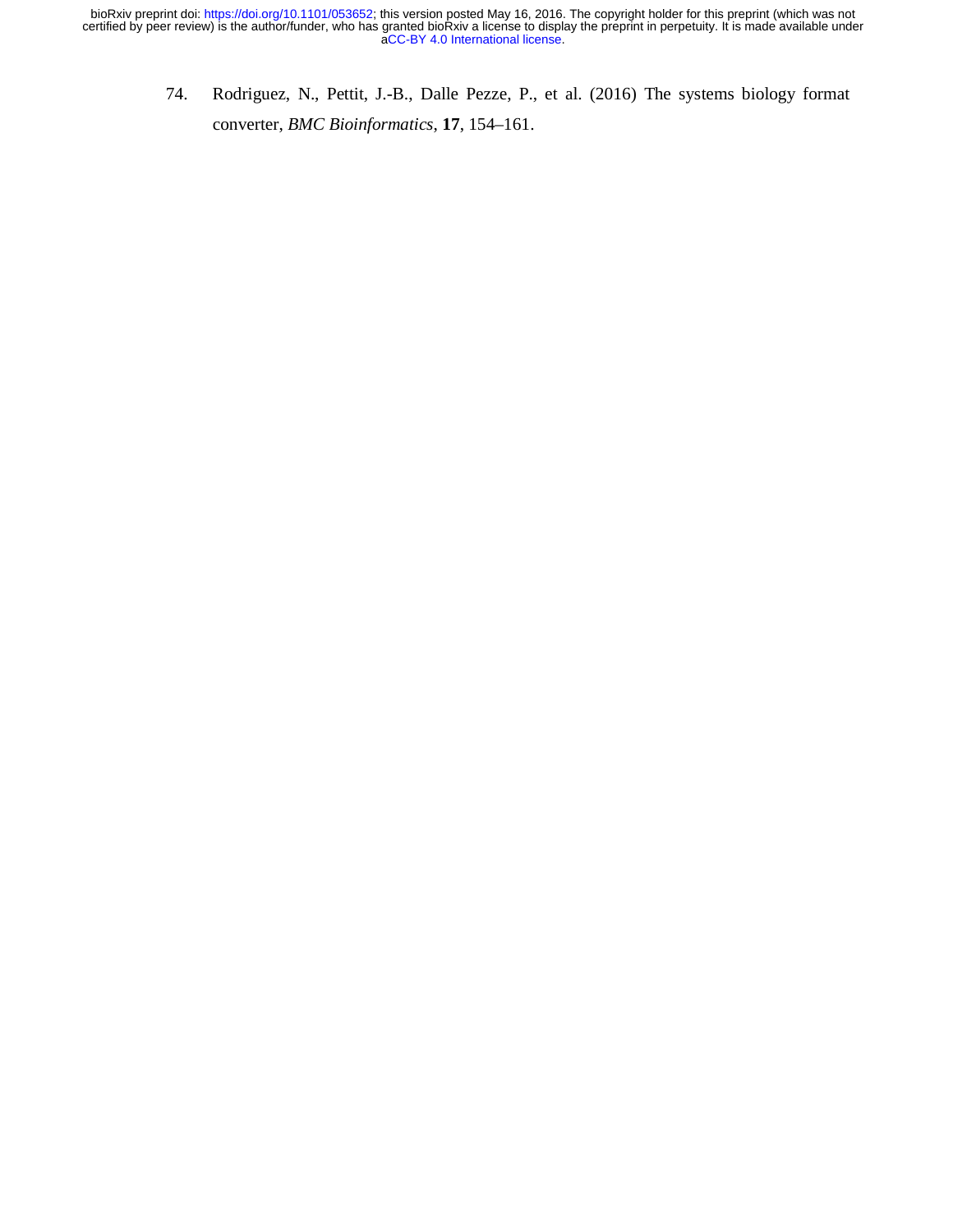74. Rodriguez, N., Pettit, J.-B., Dalle Pezze, P., et al. (2016) The systems biology format converter, *BMC Bioinformatics*, **17**, 154–161.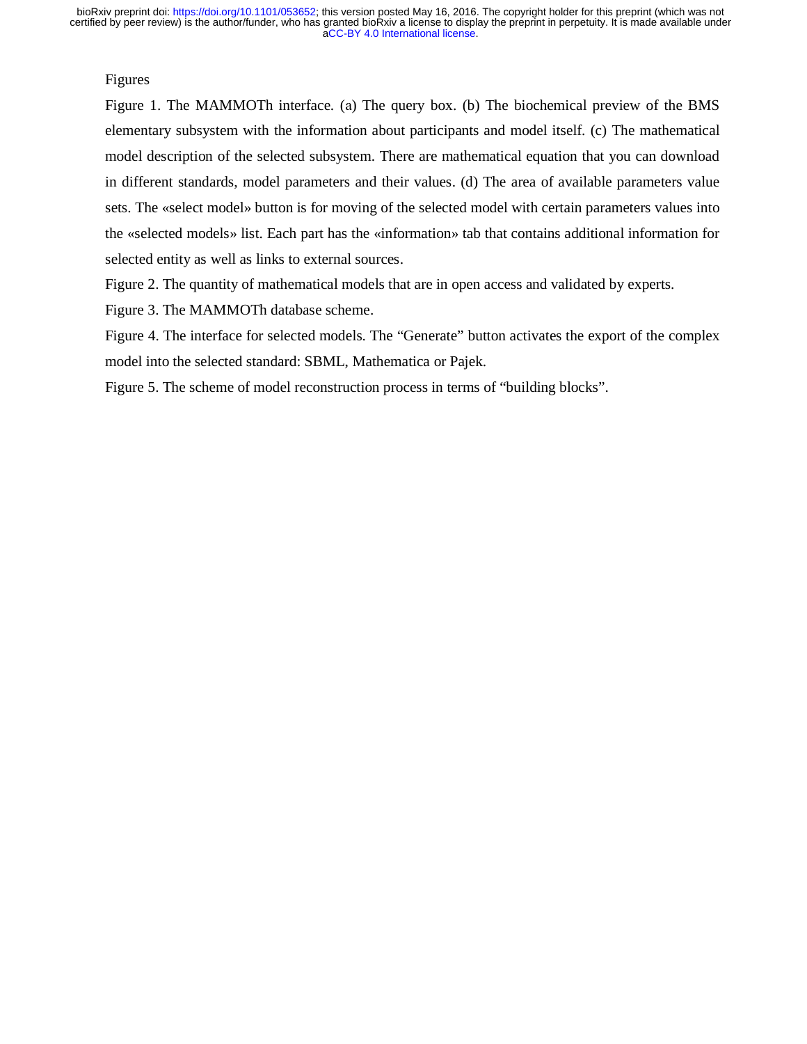Figures

Figure 1. The MAMMOTh interface. (a) The query box. (b) The biochemical preview of the BMS elementary subsystem with the information about participants and model itself. (c) The mathematical model description of the selected subsystem. There are mathematical equation that you can download in different standards, model parameters and their values. (d) The area of available parameters value sets. The «select model» button is for moving of the selected model with certain parameters values into the «selected models» list. Each part has the «information» tab that contains additional information for selected entity as well as links to external sources.

Figure 2. The quantity of mathematical models that are in open access and validated by experts.

Figure 3. The MAMMOTh database scheme.

Figure 4. The interface for selected models. The "Generate" button activates the export of the complex model into the selected standard: SBML, Mathematica or Pajek.

Figure 5. The scheme of model reconstruction process in terms of "building blocks".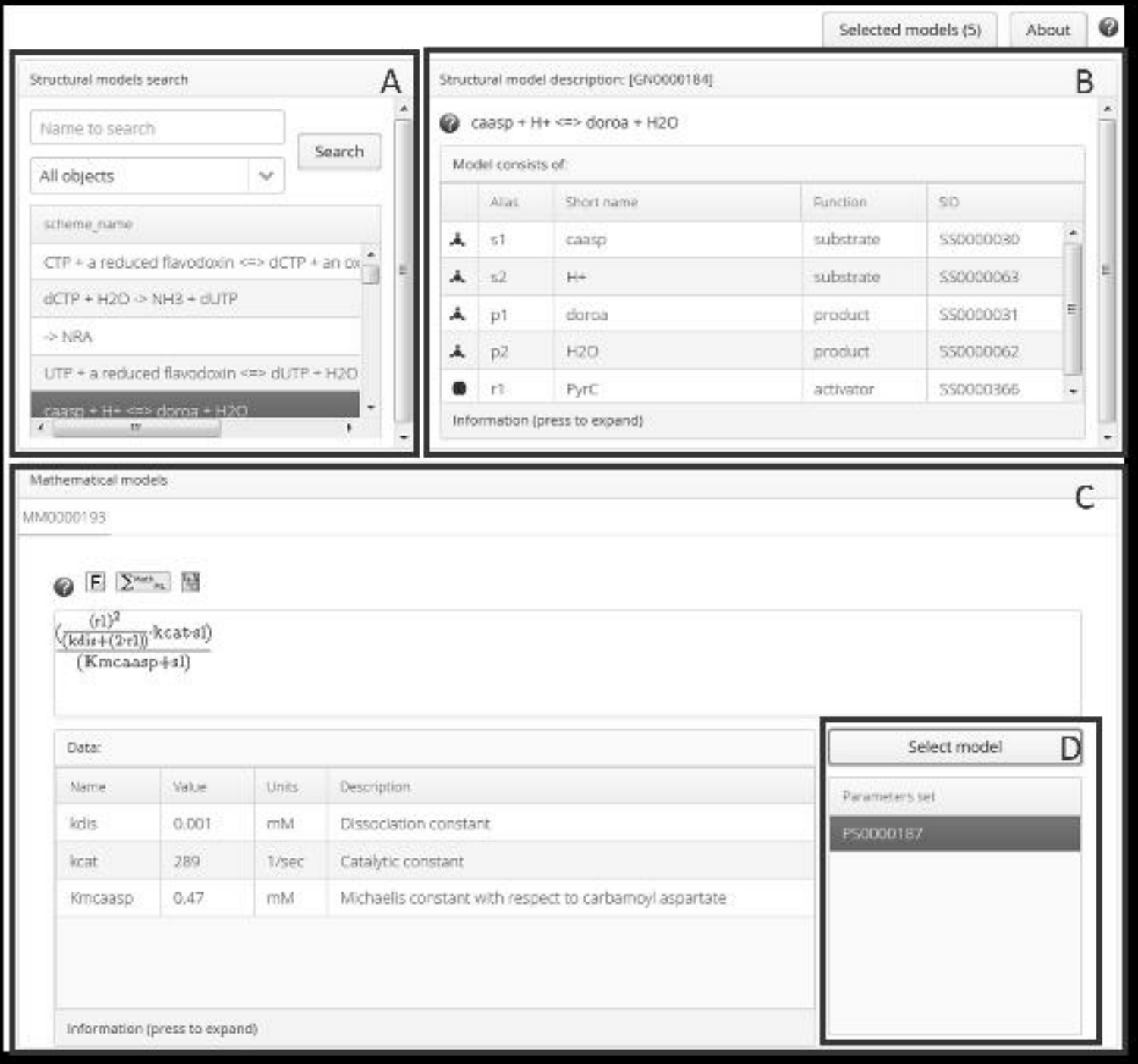Selected models (5) | About

**A**

Structural models search

Name to search

Search

All objects

| scheme_name |
|---|
| CTP + a reduced flavodoxin <=> dCTP + an ox |
| dCTP + H2O -> NH3 + dUTP |
| -> NRA |
| UTP + a reduced flavodoxin <=> dUTP + H2O |
| caasp + H+ <=> doroa + H2O |

**B**

Structural model description: [GN0000184]

caasp + H+ <=> doroa + H2O

Model consists of:

| | Alias | Short name | Function | SID |
|---|---|---|---|---|
| | s1 | caasp | substrate | SS0000030 |
| | s2 | H+ | substrate | SS0000063 |
| | p1 | doroa | product | SS0000031 |
| | p2 | H2O | product | SS0000062 |
| | r1 | PyrC | activator | SS0000366 |

Information (press to expand)

**C**

Mathematical models

MM0000193

$$\frac{\left(\frac{(r1)^2}{(kdis+(2\cdot r1))}\cdot kcat\cdot s1\right)}{(Kmcaasp+s1)}$$

Data:

| Name | Value | Units | Description |
|---|---|---|---|
| kdis | 0.001 | mM | Dissociation constant |
| kcat | 289 | 1/sec | Catalytic constant |
| Kmcaasp | 0.47 | mM | Michaelis constant with respect to carbamoyl aspartate |

Information (press to expand)

**D**

Select model

| Parameters set |
|---|
| PS0000187 |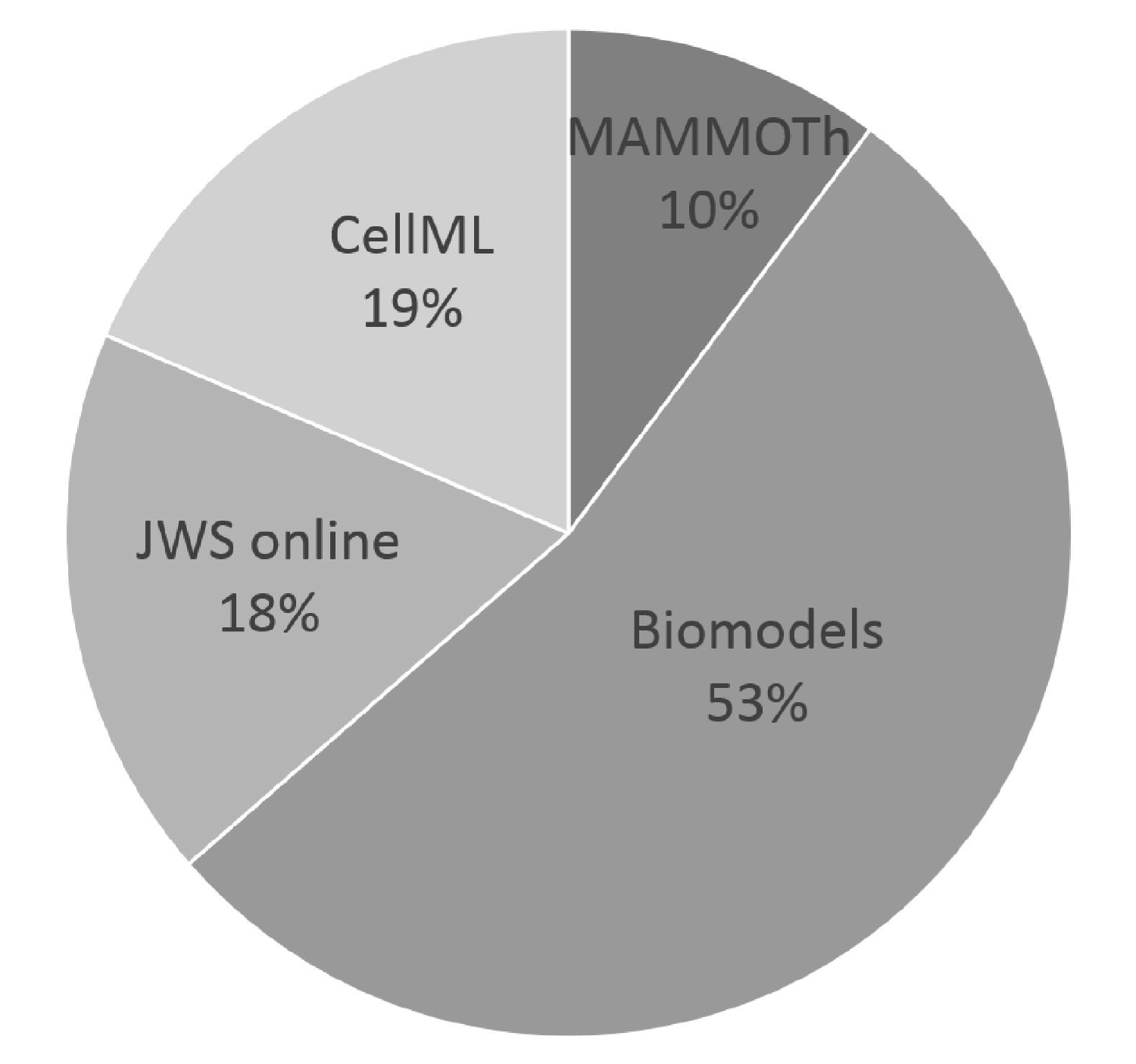MAMMOTh
10%

CellML
19%

JWS online
18%

Biomodels
53%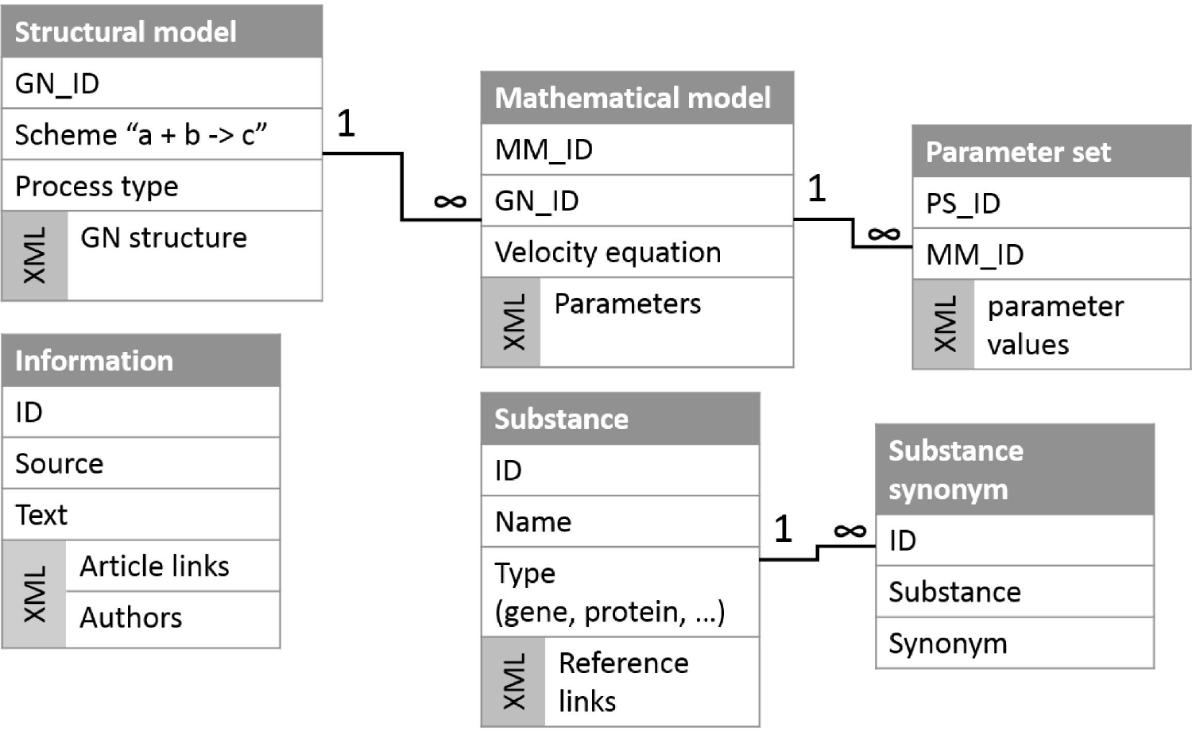**Structural model**

| Structural model |
| --- |
| GN_ID |
| Scheme “a + b -> c” |
| Process type |
| XML: GN structure |

**Mathematical model**

| Mathematical model |
| --- |
| MM_ID |
| GN_ID |
| Velocity equation |
| XML: Parameters |

**Parameter set**

| Parameter set |
| --- |
| PS_ID |
| MM_ID |
| XML: parameter values |

**Information**

| Information |
| --- |
| ID |
| Source |
| Text |
| XML: Article links |
| XML: Authors |

**Substance**

| Substance |
| --- |
| ID |
| Name |
| Type (gene, protein, …) |
| XML: Reference links |

**Substance synonym**

| Substance synonym |
| --- |
| ID |
| Substance |
| Synonym |

Relationships:

- Structural model (GN_ID) 1 — ∞ Mathematical model (GN_ID)
- Mathematical model (MM_ID) 1 — ∞ Parameter set (MM_ID)
- Substance (ID) 1 — ∞ Substance synonym (Substance)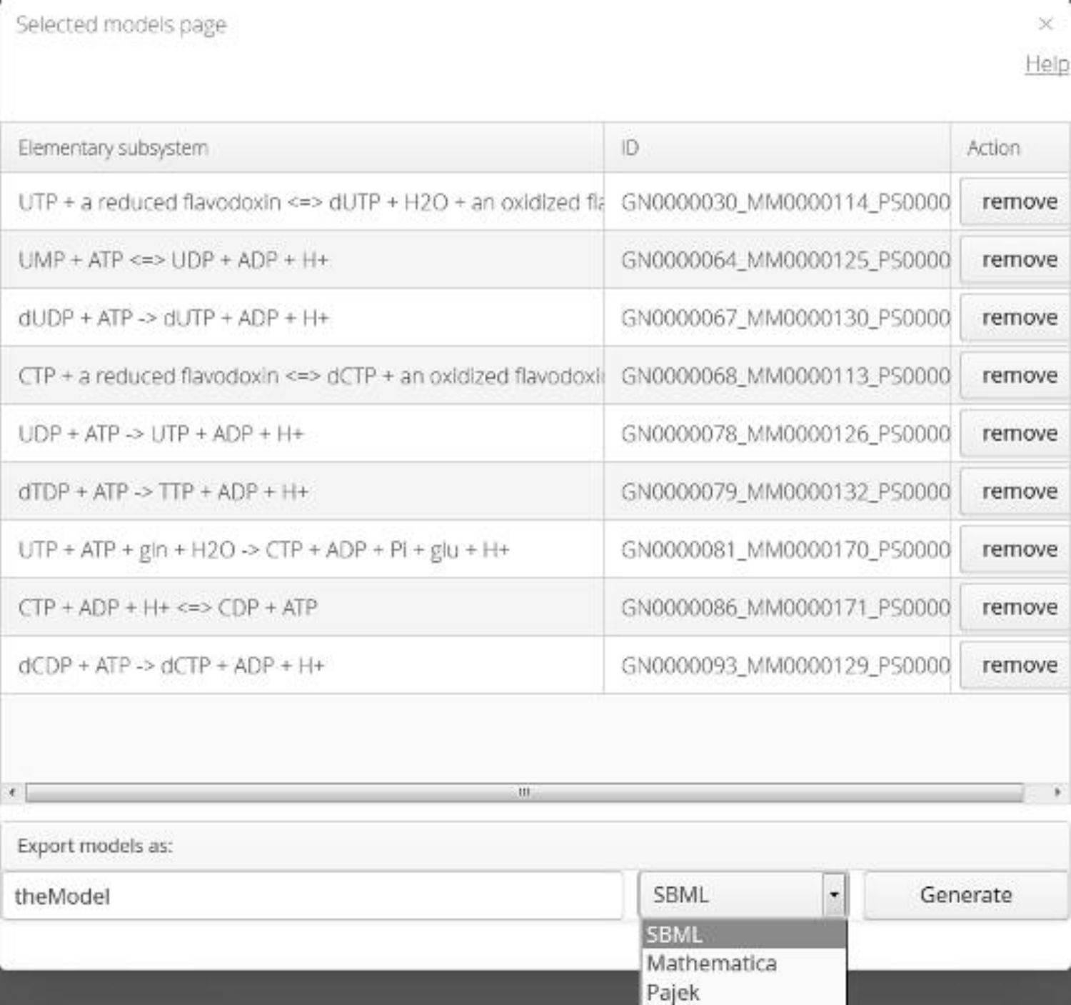Selected models page

Help

| Elementary subsystem | ID | Action |
|---|---|---|
| UTP + a reduced flavodoxin <=> dUTP + H2O + an oxidized fla | GN0000030_MM0000114_PS0000 | remove |
| UMP + ATP <=> UDP + ADP + H+ | GN0000064_MM0000125_PS0000 | remove |
| dUDP + ATP -> dUTP + ADP + H+ | GN0000067_MM0000130_PS0000 | remove |
| CTP + a reduced flavodoxin <=> dCTP + an oxidized flavodoxi | GN0000068_MM0000113_PS0000 | remove |
| UDP + ATP -> UTP + ADP + H+ | GN0000078_MM0000126_PS0000 | remove |
| dTDP + ATP -> TTP + ADP + H+ | GN0000079_MM0000132_PS0000 | remove |
| UTP + ATP + gln + H2O -> CTP + ADP + Pi + glu + H+ | GN0000081_MM0000170_PS0000 | remove |
| CTP + ADP + H+ <=> CDP + ATP | GN0000086_MM0000171_PS0000 | remove |
| dCDP + ATP -> dCTP + ADP + H+ | GN0000093_MM0000129_PS0000 | remove |

Export models as:

theModel | SBML | Generate

SBML
Mathematica
Pajek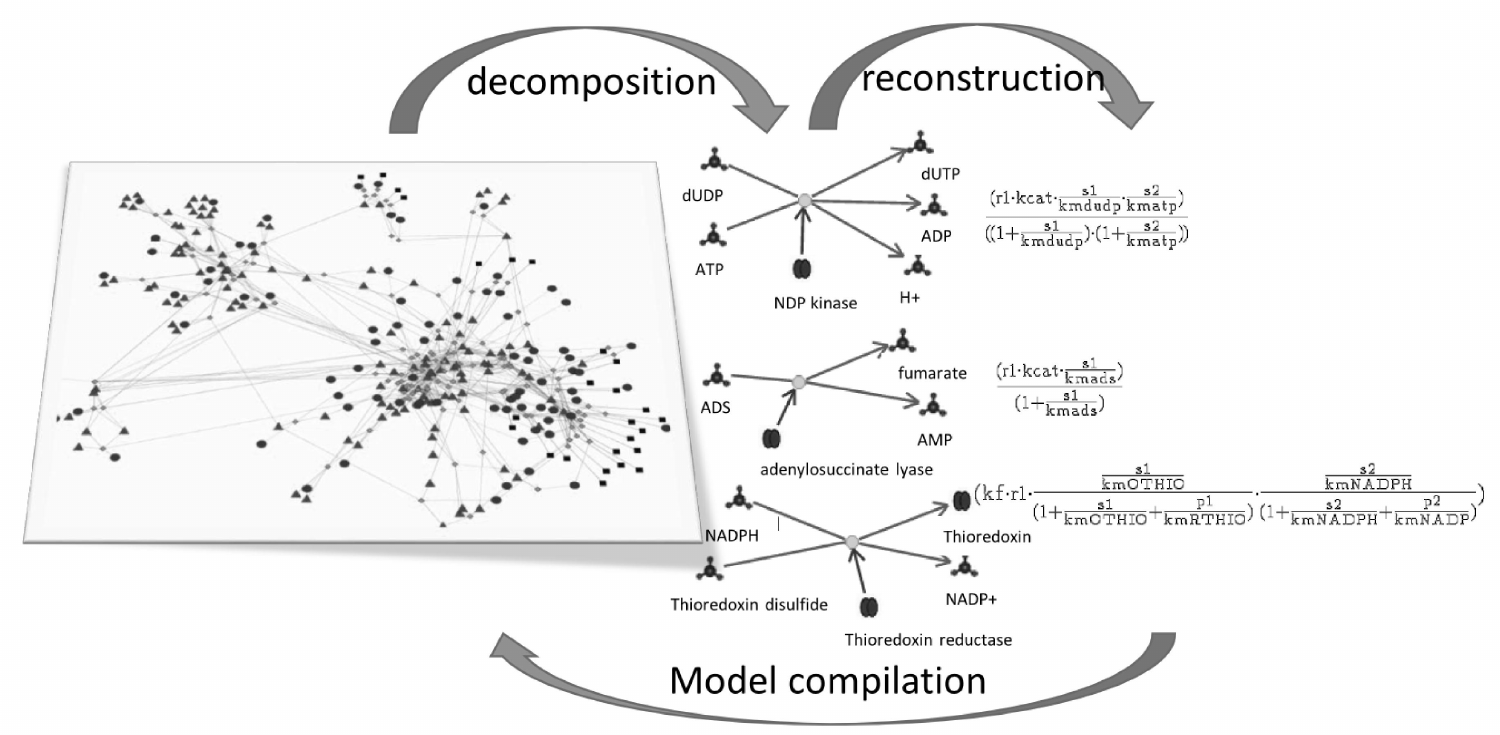decomposition

reconstruction

dUDP

ATP

NDP kinase

dUTP

ADP

H+

$$\frac{\left(r1 \cdot kcat \cdot \frac{s1}{kmdudp} \cdot \frac{s2}{kmatp}\right)}{\left(\left(1+\frac{s1}{kmdudp}\right) \cdot \left(1+\frac{s2}{kmatp}\right)\right)}$$

ADS

adenylosuccinate lyase

fumarate

AMP

$$\frac{\left(r1 \cdot kcat \cdot \frac{s1}{kmads}\right)}{\left(1+\frac{s1}{kmads}\right)}$$

NADPH

Thioredoxin disulfide

Thioredoxin reductase

Thioredoxin

NADP+

$$\left(kf \cdot r1 \cdot \frac{\frac{s1}{kmOTHIO}}{\left(1+\frac{s1}{kmOTHIO}+\frac{p1}{kmRTHIO}\right)} \cdot \frac{\frac{s2}{kmNADPH}}{\left(1+\frac{s2}{kmNADPH}+\frac{p2}{kmNADP}\right)}\right)$$

Model compilation